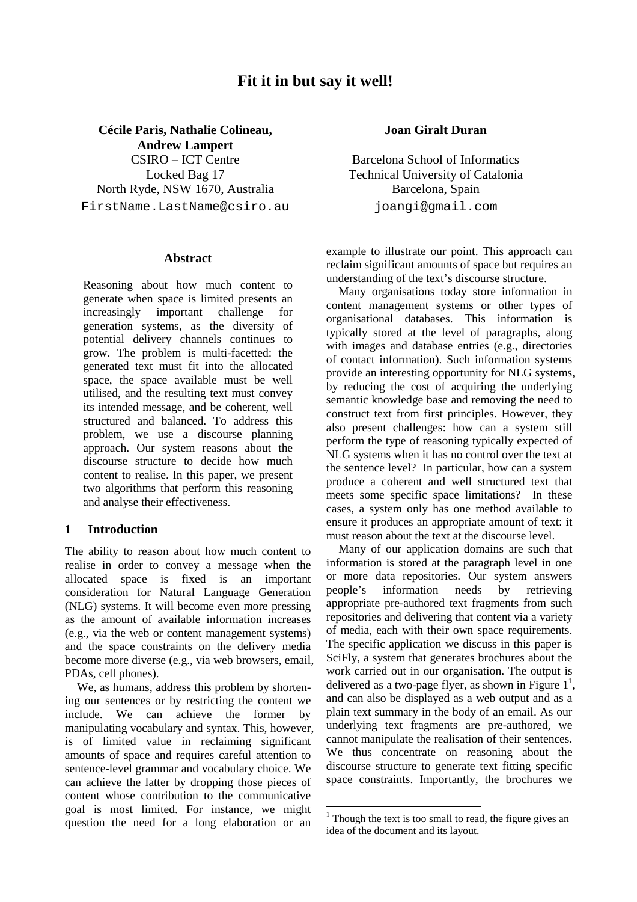# Fit it in but say it well!

**Cécile Paris, Nathalie Colineau, Andrew Lampert**
CSIRO – ICT Centre
Locked Bag 17
North Ryde, NSW 1670, Australia
FirstName.LastName@csiro.au

**Joan Giralt Duran**
Barcelona School of Informatics
Technical University of Catalonia
Barcelona, Spain
joangi@gmail.com

## Abstract

Reasoning about how much content to generate when space is limited presents an increasingly important challenge for generation systems, as the diversity of potential delivery channels continues to grow. The problem is multi-facetted: the generated text must fit into the allocated space, the space available must be well utilised, and the resulting text must convey its intended message, and be coherent, well structured and balanced. To address this problem, we use a discourse planning approach. Our system reasons about the discourse structure to decide how much content to realise. In this paper, we present two algorithms that perform this reasoning and analyse their effectiveness.

## 1 Introduction

The ability to reason about how much content to realise in order to convey a message when the allocated space is fixed is an important consideration for Natural Language Generation (NLG) systems. It will become even more pressing as the amount of available information increases (e.g., via the web or content management systems) and the space constraints on the delivery media become more diverse (e.g., via web browsers, email, PDAs, cell phones).

We, as humans, address this problem by shortening our sentences or by restricting the content we include. We can achieve the former by manipulating vocabulary and syntax. This, however, is of limited value in reclaiming significant amounts of space and requires careful attention to sentence-level grammar and vocabulary choice. We can achieve the latter by dropping those pieces of content whose contribution to the communicative goal is most limited. For instance, we might question the need for a long elaboration or an example to illustrate our point. This approach can reclaim significant amounts of space but requires an understanding of the text's discourse structure.

Many organisations today store information in content management systems or other types of organisational databases. This information is typically stored at the level of paragraphs, along with images and database entries (e.g., directories of contact information). Such information systems provide an interesting opportunity for NLG systems, by reducing the cost of acquiring the underlying semantic knowledge base and removing the need to construct text from first principles. However, they also present challenges: how can a system still perform the type of reasoning typically expected of NLG systems when it has no control over the text at the sentence level? In particular, how can a system produce a coherent and well structured text that meets some specific space limitations? In these cases, a system only has one method available to ensure it produces an appropriate amount of text: it must reason about the text at the discourse level.

Many of our application domains are such that information is stored at the paragraph level in one or more data repositories. Our system answers people's information needs by retrieving appropriate pre-authored text fragments from such repositories and delivering that content via a variety of media, each with their own space requirements. The specific application we discuss in this paper is SciFly, a system that generates brochures about the work carried out in our organisation. The output is delivered as a two-page flyer, as shown in Figure 1[1], and can also be displayed as a web output and as a plain text summary in the body of an email. As our underlying text fragments are pre-authored, we cannot manipulate the realisation of their sentences. We thus concentrate on reasoning about the discourse structure to generate text fitting specific space constraints. Importantly, the brochures we

[1] Though the text is too small to read, the figure gives an idea of the document and its layout.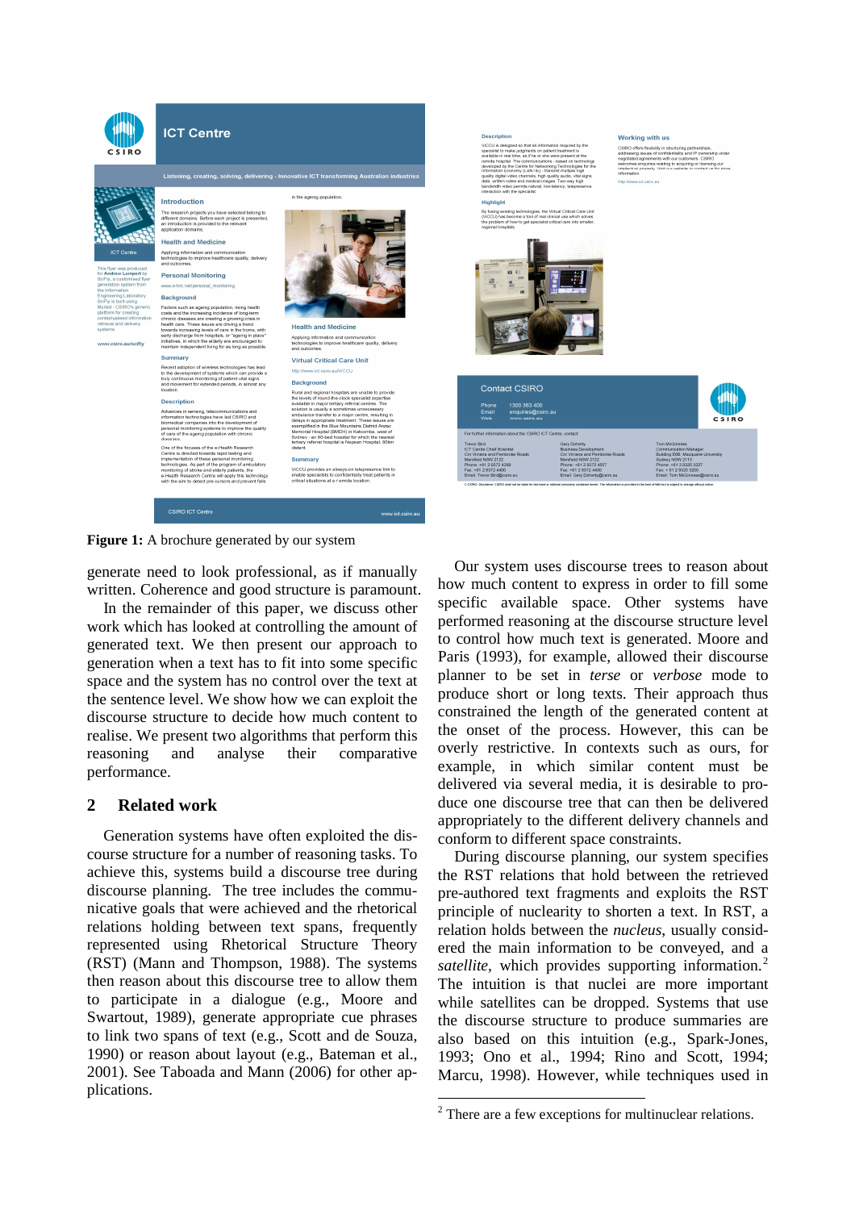**Figure 1:** A brochure generated by our system

generate need to look professional, as if manually written. Coherence and good structure is paramount.

In the remainder of this paper, we discuss other work which has looked at controlling the amount of generated text. We then present our approach to generation when a text has to fit into some specific space and the system has no control over the text at the sentence level. We show how we can exploit the discourse structure to decide how much content to realise. We present two algorithms that perform this reasoning and analyse their comparative performance.

## 2 Related work

Generation systems have often exploited the discourse structure for a number of reasoning tasks. To achieve this, systems build a discourse tree during discourse planning. The tree includes the communicative goals that were achieved and the rhetorical relations holding between text spans, frequently represented using Rhetorical Structure Theory (RST) (Mann and Thompson, 1988). The systems then reason about this discourse tree to allow them to participate in a dialogue (e.g., Moore and Swartout, 1989), generate appropriate cue phrases to link two spans of text (e.g., Scott and de Souza, 1990) or reason about layout (e.g., Bateman et al., 2001). See Taboada and Mann (2006) for other applications.

Our system uses discourse trees to reason about how much content to express in order to fill some specific available space. Other systems have performed reasoning at the discourse structure level to control how much text is generated. Moore and Paris (1993), for example, allowed their discourse planner to be set in *terse* or *verbose* mode to produce short or long texts. Their approach thus constrained the length of the generated content at the onset of the process. However, this can be overly restrictive. In contexts such as ours, for example, in which similar content must be delivered via several media, it is desirable to produce one discourse tree that can then be delivered appropriately to the different delivery channels and conform to different space constraints.

During discourse planning, our system specifies the RST relations that hold between the retrieved pre-authored text fragments and exploits the RST principle of nuclearity to shorten a text. In RST, a relation holds between the *nucleus*, usually considered the main information to be conveyed, and a *satellite*, which provides supporting information.[2] The intuition is that nuclei are more important while satellites can be dropped. Systems that use the discourse structure to produce summaries are also based on this intuition (e.g., Spark-Jones, 1993; Ono et al., 1994; Rino and Scott, 1994; Marcu, 1998). However, while techniques used in

[2] There are a few exceptions for multinuclear relations.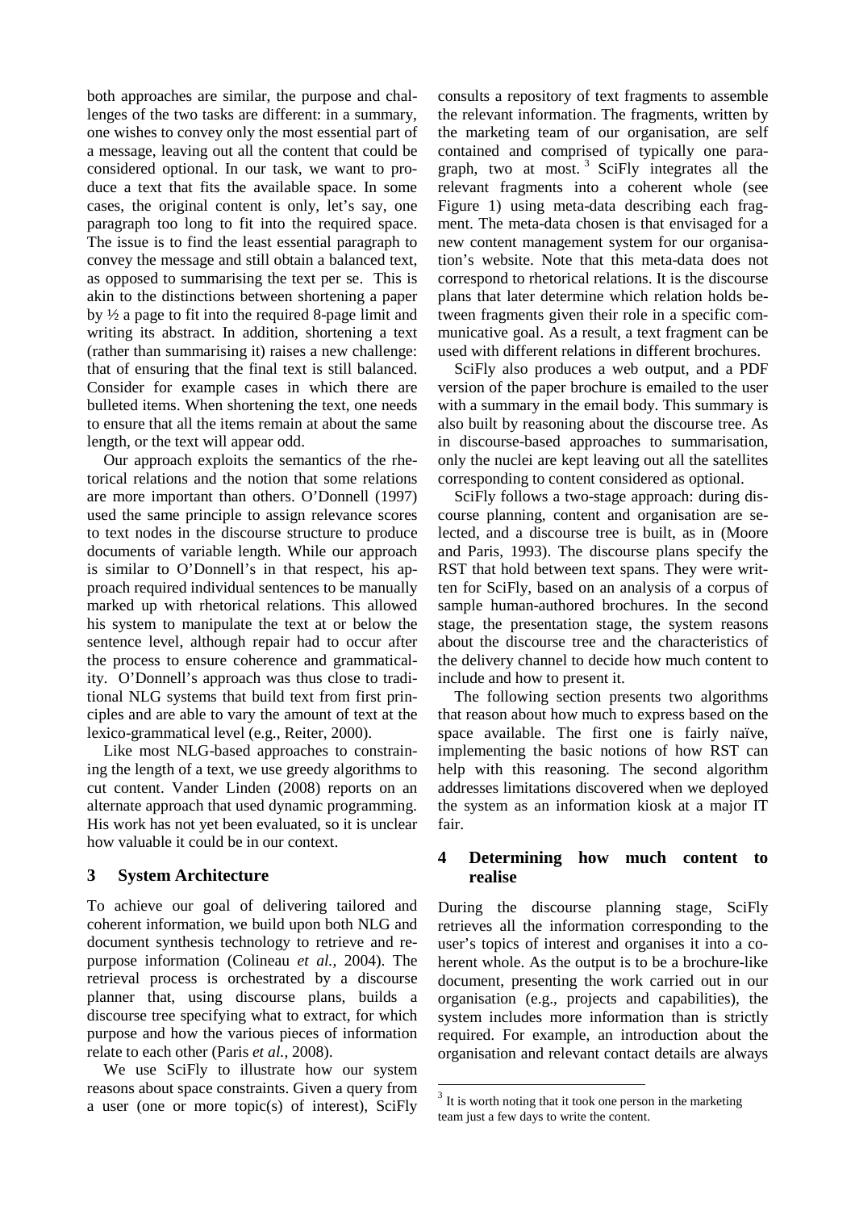both approaches are similar, the purpose and challenges of the two tasks are different: in a summary, one wishes to convey only the most essential part of a message, leaving out all the content that could be considered optional. In our task, we want to produce a text that fits the available space. In some cases, the original content is only, let's say, one paragraph too long to fit into the required space. The issue is to find the least essential paragraph to convey the message and still obtain a balanced text, as opposed to summarising the text per se. This is akin to the distinctions between shortening a paper by ½ a page to fit into the required 8-page limit and writing its abstract. In addition, shortening a text (rather than summarising it) raises a new challenge: that of ensuring that the final text is still balanced. Consider for example cases in which there are bulleted items. When shortening the text, one needs to ensure that all the items remain at about the same length, or the text will appear odd.

Our approach exploits the semantics of the rhetorical relations and the notion that some relations are more important than others. O'Donnell (1997) used the same principle to assign relevance scores to text nodes in the discourse structure to produce documents of variable length. While our approach is similar to O'Donnell's in that respect, his approach required individual sentences to be manually marked up with rhetorical relations. This allowed his system to manipulate the text at or below the sentence level, although repair had to occur after the process to ensure coherence and grammaticality. O'Donnell's approach was thus close to traditional NLG systems that build text from first principles and are able to vary the amount of text at the lexico-grammatical level (e.g., Reiter, 2000).

Like most NLG-based approaches to constraining the length of a text, we use greedy algorithms to cut content. Vander Linden (2008) reports on an alternate approach that used dynamic programming. His work has not yet been evaluated, so it is unclear how valuable it could be in our context.

## 3 System Architecture

To achieve our goal of delivering tailored and coherent information, we build upon both NLG and document synthesis technology to retrieve and repurpose information (Colineau *et al.*, 2004). The retrieval process is orchestrated by a discourse planner that, using discourse plans, builds a discourse tree specifying what to extract, for which purpose and how the various pieces of information relate to each other (Paris *et al.*, 2008).

We use SciFly to illustrate how our system reasons about space constraints. Given a query from a user (one or more topic(s) of interest), SciFly consults a repository of text fragments to assemble the relevant information. The fragments, written by the marketing team of our organisation, are self contained and comprised of typically one paragraph, two at most.[3] SciFly integrates all the relevant fragments into a coherent whole (see Figure 1) using meta-data describing each fragment. The meta-data chosen is that envisaged for a new content management system for our organisation's website. Note that this meta-data does not correspond to rhetorical relations. It is the discourse plans that later determine which relation holds between fragments given their role in a specific communicative goal. As a result, a text fragment can be used with different relations in different brochures.

SciFly also produces a web output, and a PDF version of the paper brochure is emailed to the user with a summary in the email body. This summary is also built by reasoning about the discourse tree. As in discourse-based approaches to summarisation, only the nuclei are kept leaving out all the satellites corresponding to content considered as optional.

SciFly follows a two-stage approach: during discourse planning, content and organisation are selected, and a discourse tree is built, as in (Moore and Paris, 1993). The discourse plans specify the RST that hold between text spans. They were written for SciFly, based on an analysis of a corpus of sample human-authored brochures. In the second stage, the presentation stage, the system reasons about the discourse tree and the characteristics of the delivery channel to decide how much content to include and how to present it.

The following section presents two algorithms that reason about how much to express based on the space available. The first one is fairly naïve, implementing the basic notions of how RST can help with this reasoning. The second algorithm addresses limitations discovered when we deployed the system as an information kiosk at a major IT fair.

## 4 Determining how much content to realise

During the discourse planning stage, SciFly retrieves all the information corresponding to the user's topics of interest and organises it into a coherent whole. As the output is to be a brochure-like document, presenting the work carried out in our organisation (e.g., projects and capabilities), the system includes more information than is strictly required. For example, an introduction about the organisation and relevant contact details are always

[3] It is worth noting that it took one person in the marketing team just a few days to write the content.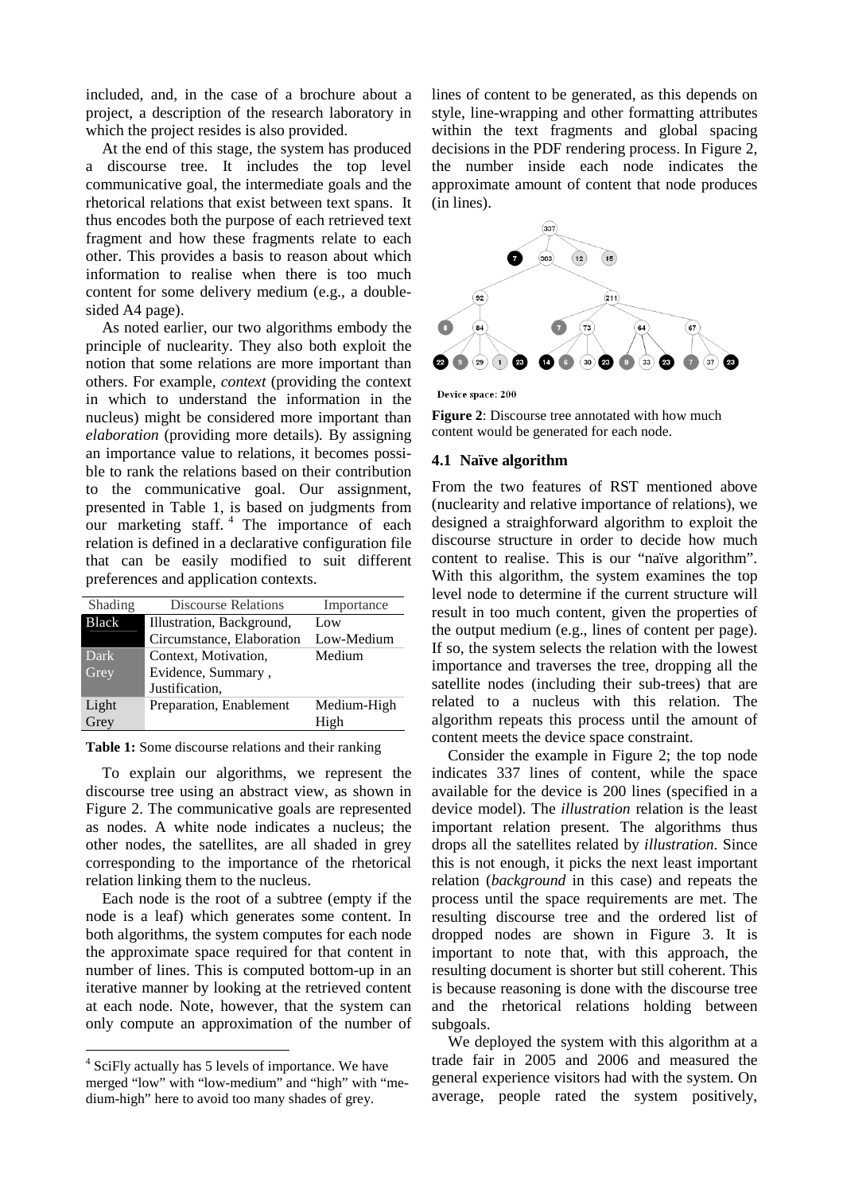included, and, in the case of a brochure about a project, a description of the research laboratory in which the project resides is also provided.

At the end of this stage, the system has produced a discourse tree. It includes the top level communicative goal, the intermediate goals and the rhetorical relations that exist between text spans. It thus encodes both the purpose of each retrieved text fragment and how these fragments relate to each other. This provides a basis to reason about which information to realise when there is too much content for some delivery medium (e.g., a double-sided A4 page).

As noted earlier, our two algorithms embody the principle of nuclearity. They also both exploit the notion that some relations are more important than others. For example, *context* (providing the context in which to understand the information in the nucleus) might be considered more important than *elaboration* (providing more details). By assigning an importance value to relations, it becomes possible to rank the relations based on their contribution to the communicative goal. Our assignment, presented in Table 1, is based on judgments from our marketing staff. [4] The importance of each relation is defined in a declarative configuration file that can be easily modified to suit different preferences and application contexts.

| Shading | Discourse Relations | Importance |
|---|---|---|
| Black | Illustration, Background, Circumstance, Elaboration | Low Low-Medium |
| Dark Grey | Context, Motivation, Evidence, Summary, Justification, | Medium |
| Light Grey | Preparation, Enablement | Medium-High High |

**Table 1:** Some discourse relations and their ranking

To explain our algorithms, we represent the discourse tree using an abstract view, as shown in Figure 2. The communicative goals are represented as nodes. A white node indicates a nucleus; the other nodes, the satellites, are all shaded in grey corresponding to the importance of the rhetorical relation linking them to the nucleus.

Each node is the root of a subtree (empty if the node is a leaf) which generates some content. In both algorithms, the system computes for each node the approximate space required for that content in number of lines. This is computed bottom-up in an iterative manner by looking at the retrieved content at each node. Note, however, that the system can only compute an approximation of the number of lines of content to be generated, as this depends on style, line-wrapping and other formatting attributes within the text fragments and global spacing decisions in the PDF rendering process. In Figure 2, the number inside each node indicates the approximate amount of content that node produces (in lines).

Device space: 200

**Figure 2**: Discourse tree annotated with how much content would be generated for each node.

### 4.1 Naïve algorithm

From the two features of RST mentioned above (nuclearity and relative importance of relations), we designed a straighforward algorithm to exploit the discourse structure in order to decide how much content to realise. This is our "naïve algorithm". With this algorithm, the system examines the top level node to determine if the current structure will result in too much content, given the properties of the output medium (e.g., lines of content per page). If so, the system selects the relation with the lowest importance and traverses the tree, dropping all the satellite nodes (including their sub-trees) that are related to a nucleus with this relation. The algorithm repeats this process until the amount of content meets the device space constraint.

Consider the example in Figure 2; the top node indicates 337 lines of content, while the space available for the device is 200 lines (specified in a device model). The *illustration* relation is the least important relation present. The algorithms thus drops all the satellites related by *illustration*. Since this is not enough, it picks the next least important relation (*background* in this case) and repeats the process until the space requirements are met. The resulting discourse tree and the ordered list of dropped nodes are shown in Figure 3. It is important to note that, with this approach, the resulting document is shorter but still coherent. This is because reasoning is done with the discourse tree and the rhetorical relations holding between subgoals.

We deployed the system with this algorithm at a trade fair in 2005 and 2006 and measured the general experience visitors had with the system. On average, people rated the system positively,

[4] SciFly actually has 5 levels of importance. We have merged "low" with "low-medium" and "high" with "medium-high" here to avoid too many shades of grey.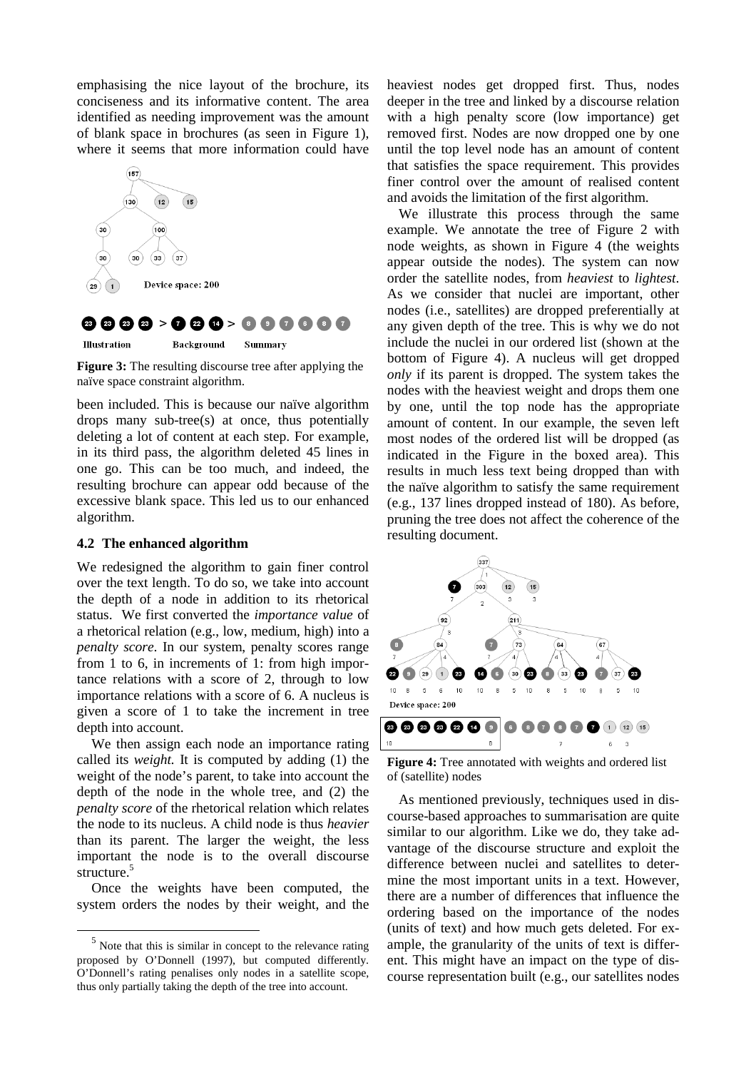emphasising the nice layout of the brochure, its conciseness and its informative content. The area identified as needing improvement was the amount of blank space in brochures (as seen in Figure 1), where it seems that more information could have

**Figure 3:** The resulting discourse tree after applying the naïve space constraint algorithm.

been included. This is because our naïve algorithm drops many sub-tree(s) at once, thus potentially deleting a lot of content at each step. For example, in its third pass, the algorithm deleted 45 lines in one go. This can be too much, and indeed, the resulting brochure can appear odd because of the excessive blank space. This led us to our enhanced algorithm.

### 4.2 The enhanced algorithm

We redesigned the algorithm to gain finer control over the text length. To do so, we take into account the depth of a node in addition to its rhetorical status. We first converted the *importance value* of a rhetorical relation (e.g., low, medium, high) into a *penalty score*. In our system, penalty scores range from 1 to 6, in increments of 1: from high importance relations with a score of 2, through to low importance relations with a score of 6. A nucleus is given a score of 1 to take the increment in tree depth into account.

We then assign each node an importance rating called its *weight.* It is computed by adding (1) the weight of the node's parent, to take into account the depth of the node in the whole tree, and (2) the *penalty score* of the rhetorical relation which relates the node to its nucleus. A child node is thus *heavier* than its parent. The larger the weight, the less important the node is to the overall discourse structure.[5]

Once the weights have been computed, the system orders the nodes by their weight, and the heaviest nodes get dropped first. Thus, nodes deeper in the tree and linked by a discourse relation with a high penalty score (low importance) get removed first. Nodes are now dropped one by one until the top level node has an amount of content that satisfies the space requirement. This provides finer control over the amount of realised content and avoids the limitation of the first algorithm.

We illustrate this process through the same example. We annotate the tree of Figure 2 with node weights, as shown in Figure 4 (the weights appear outside the nodes). The system can now order the satellite nodes, from *heaviest* to *lightest*. As we consider that nuclei are important, other nodes (i.e., satellites) are dropped preferentially at any given depth of the tree. This is why we do not include the nuclei in our ordered list (shown at the bottom of Figure 4). A nucleus will get dropped *only* if its parent is dropped. The system takes the nodes with the heaviest weight and drops them one by one, until the top node has the appropriate amount of content. In our example, the seven left most nodes of the ordered list will be dropped (as indicated in the Figure in the boxed area). This results in much less text being dropped than with the naïve algorithm to satisfy the same requirement (e.g., 137 lines dropped instead of 180). As before, pruning the tree does not affect the coherence of the resulting document.

**Figure 4:** Tree annotated with weights and ordered list of (satellite) nodes

As mentioned previously, techniques used in discourse-based approaches to summarisation are quite similar to our algorithm. Like we do, they take advantage of the discourse structure and exploit the difference between nuclei and satellites to determine the most important units in a text. However, there are a number of differences that influence the ordering based on the importance of the nodes (units of text) and how much gets deleted. For example, the granularity of the units of text is different. This might have an impact on the type of discourse representation built (e.g., our satellites nodes

[5] Note that this is similar in concept to the relevance rating proposed by O'Donnell (1997), but computed differently. O'Donnell's rating penalises only nodes in a satellite scope, thus only partially taking the depth of the tree into account.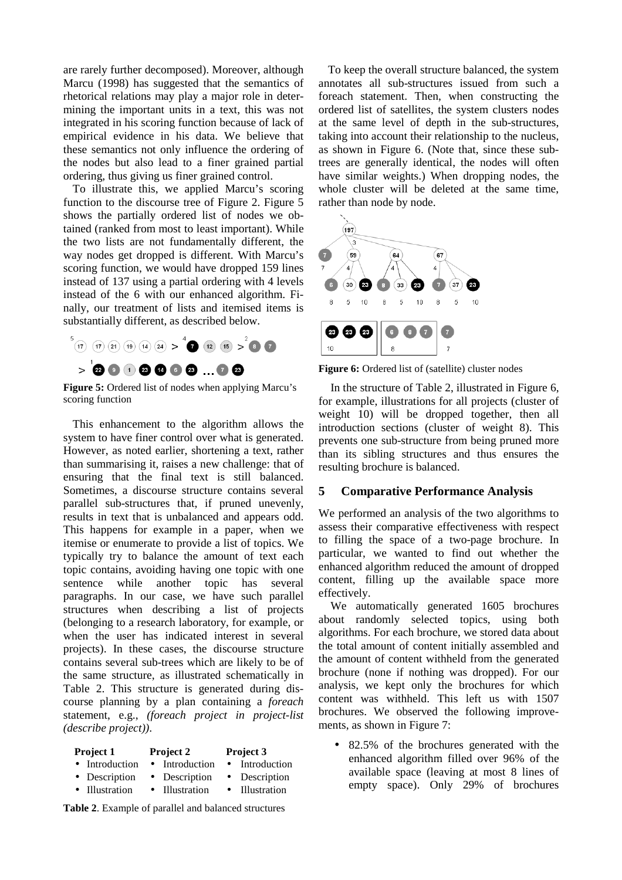are rarely further decomposed). Moreover, although Marcu (1998) has suggested that the semantics of rhetorical relations may play a major role in determining the important units in a text, this was not integrated in his scoring function because of lack of empirical evidence in his data. We believe that these semantics not only influence the ordering of the nodes but also lead to a finer grained partial ordering, thus giving us finer grained control.

To illustrate this, we applied Marcu's scoring function to the discourse tree of Figure 2. Figure 5 shows the partially ordered list of nodes we obtained (ranked from most to least important). While the two lists are not fundamentally different, the way nodes get dropped is different. With Marcu's scoring function, we would have dropped 159 lines instead of 137 using a partial ordering with 4 levels instead of the 6 with our enhanced algorithm. Finally, our treatment of lists and itemised items is substantially different, as described below.

**Figure 5:** Ordered list of nodes when applying Marcu's scoring function

This enhancement to the algorithm allows the system to have finer control over what is generated. However, as noted earlier, shortening a text, rather than summarising it, raises a new challenge: that of ensuring that the final text is still balanced. Sometimes, a discourse structure contains several parallel sub-structures that, if pruned unevenly, results in text that is unbalanced and appears odd. This happens for example in a paper, when we itemise or enumerate to provide a list of topics. We typically try to balance the amount of text each topic contains, avoiding having one topic with one sentence while another topic has several paragraphs. In our case, we have such parallel structures when describing a list of projects (belonging to a research laboratory, for example, or when the user has indicated interest in several projects). In these cases, the discourse structure contains several sub-trees which are likely to be of the same structure, as illustrated schematically in Table 2. This structure is generated during discourse planning by a plan containing a *foreach* statement, e.g., *(foreach project in project-list (describe project))*.

| Project 1 | Project 2 | Project 3 |
|---|---|---|
| • Introduction | • Introduction | • Introduction |
| • Description | • Description | • Description |
| • Illustration | • Illustration | • Illustration |

**Table 2**. Example of parallel and balanced structures

To keep the overall structure balanced, the system annotates all sub-structures issued from such a foreach statement. Then, when constructing the ordered list of satellites, the system clusters nodes at the same level of depth in the sub-structures, taking into account their relationship to the nucleus, as shown in Figure 6. (Note that, since these subtrees are generally identical, the nodes will often have similar weights.) When dropping nodes, the whole cluster will be deleted at the same time, rather than node by node.

**Figure 6:** Ordered list of (satellite) cluster nodes

In the structure of Table 2, illustrated in Figure 6, for example, illustrations for all projects (cluster of weight 10) will be dropped together, then all introduction sections (cluster of weight 8). This prevents one sub-structure from being pruned more than its sibling structures and thus ensures the resulting brochure is balanced.

## 5 Comparative Performance Analysis

We performed an analysis of the two algorithms to assess their comparative effectiveness with respect to filling the space of a two-page brochure. In particular, we wanted to find out whether the enhanced algorithm reduced the amount of dropped content, filling up the available space more effectively.

We automatically generated 1605 brochures about randomly selected topics, using both algorithms. For each brochure, we stored data about the total amount of content initially assembled and the amount of content withheld from the generated brochure (none if nothing was dropped). For our analysis, we kept only the brochures for which content was withheld. This left us with 1507 brochures. We observed the following improvements, as shown in Figure 7:

- 82.5% of the brochures generated with the enhanced algorithm filled over 96% of the available space (leaving at most 8 lines of empty space). Only 29% of brochures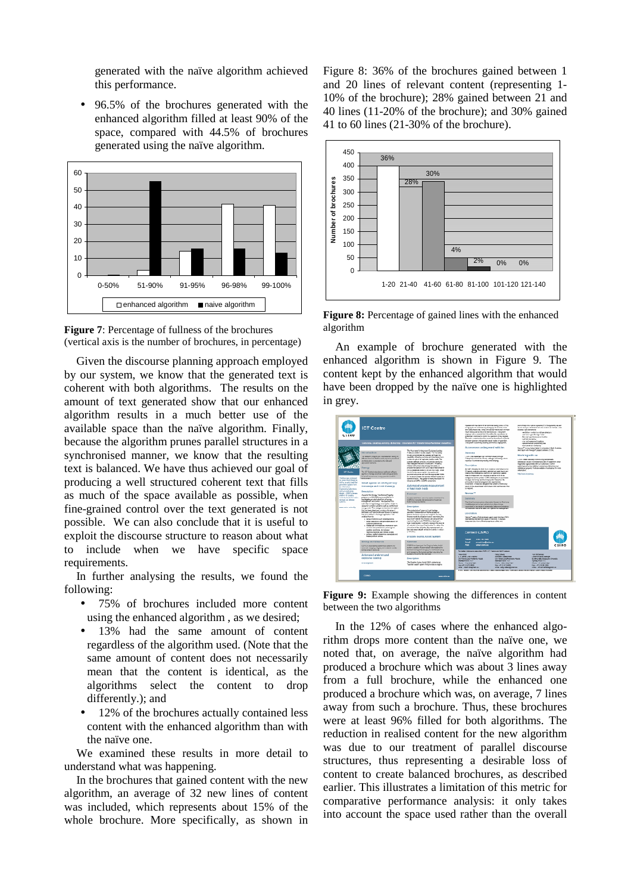generated with the naïve algorithm achieved this performance.

- 96.5% of the brochures generated with the enhanced algorithm filled at least 90% of the space, compared with 44.5% of brochures generated using the naïve algorithm.

**Figure 7**: Percentage of fullness of the brochures (vertical axis is the number of brochures, in percentage)

Given the discourse planning approach employed by our system, we know that the generated text is coherent with both algorithms. The results on the amount of text generated show that our enhanced algorithm results in a much better use of the available space than the naïve algorithm. Finally, because the algorithm prunes parallel structures in a synchronised manner, we know that the resulting text is balanced. We have thus achieved our goal of producing a well structured coherent text that fills as much of the space available as possible, when fine-grained control over the text generated is not possible. We can also conclude that it is useful to exploit the discourse structure to reason about what to include when we have specific space requirements.

In further analysing the results, we found the following:

- 75% of brochures included more content using the enhanced algorithm , as we desired;
- 13% had the same amount of content regardless of the algorithm used. (Note that the same amount of content does not necessarily mean that the content is identical, as the algorithms select the content to drop differently.); and
- 12% of the brochures actually contained less content with the enhanced algorithm than with the naïve one.

We examined these results in more detail to understand what was happening.

In the brochures that gained content with the new algorithm, an average of 32 new lines of content was included, which represents about 15% of the whole brochure. More specifically, as shown in Figure 8: 36% of the brochures gained between 1 and 20 lines of relevant content (representing 1-10% of the brochure); 28% gained between 21 and 40 lines (11-20% of the brochure); and 30% gained 41 to 60 lines (21-30% of the brochure).

**Figure 8:** Percentage of gained lines with the enhanced algorithm

An example of brochure generated with the enhanced algorithm is shown in Figure 9. The content kept by the enhanced algorithm that would have been dropped by the naïve one is highlighted in grey.

**Figure 9:** Example showing the differences in content between the two algorithms

In the 12% of cases where the enhanced algorithm drops more content than the naïve one, we noted that, on average, the naïve algorithm had produced a brochure which was about 3 lines away from a full brochure, while the enhanced one produced a brochure which was, on average, 7 lines away from such a brochure. Thus, these brochures were at least 96% filled for both algorithms. The reduction in realised content for the new algorithm was due to our treatment of parallel discourse structures, thus representing a desirable loss of content to create balanced brochures, as described earlier. This illustrates a limitation of this metric for comparative performance analysis: it only takes into account the space used rather than the overall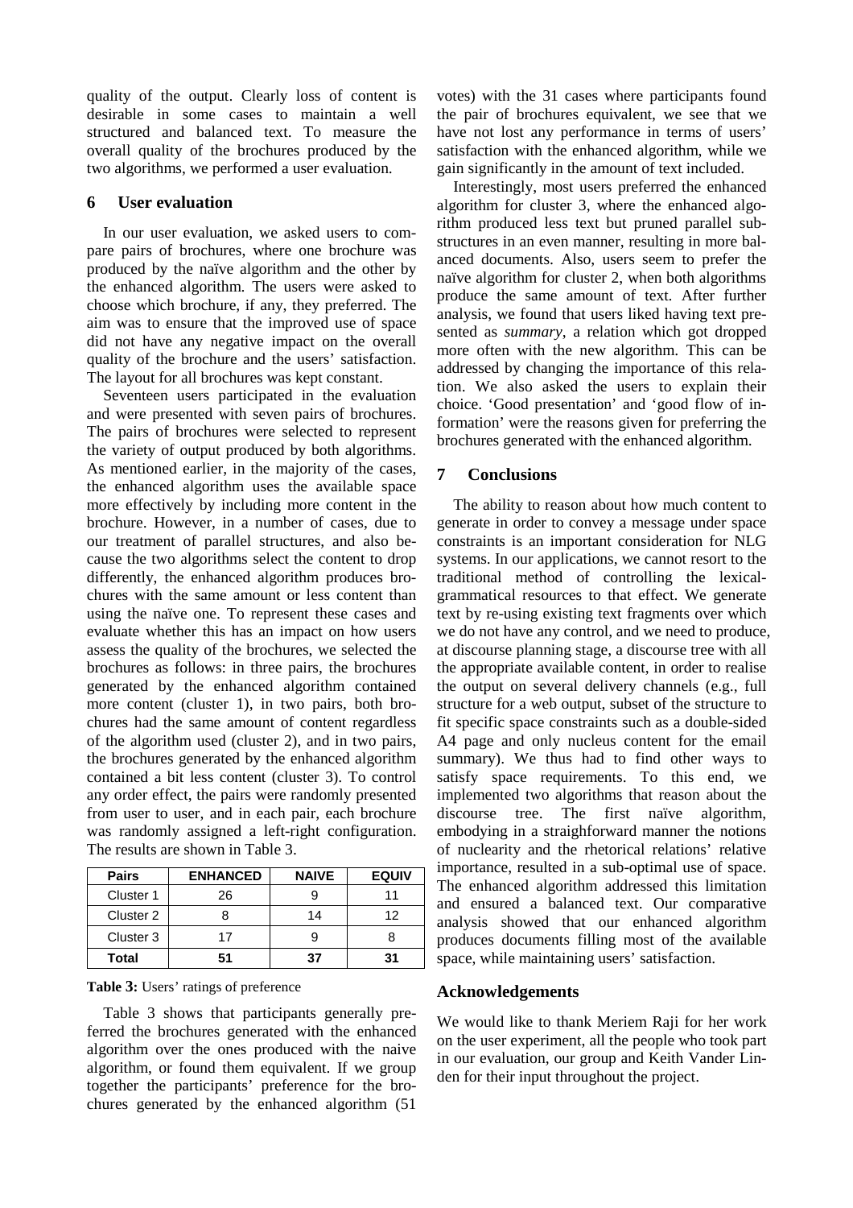quality of the output. Clearly loss of content is desirable in some cases to maintain a well structured and balanced text. To measure the overall quality of the brochures produced by the two algorithms, we performed a user evaluation.

## 6 User evaluation

In our user evaluation, we asked users to compare pairs of brochures, where one brochure was produced by the naïve algorithm and the other by the enhanced algorithm. The users were asked to choose which brochure, if any, they preferred. The aim was to ensure that the improved use of space did not have any negative impact on the overall quality of the brochure and the users' satisfaction. The layout for all brochures was kept constant.

Seventeen users participated in the evaluation and were presented with seven pairs of brochures. The pairs of brochures were selected to represent the variety of output produced by both algorithms. As mentioned earlier, in the majority of the cases, the enhanced algorithm uses the available space more effectively by including more content in the brochure. However, in a number of cases, due to our treatment of parallel structures, and also because the two algorithms select the content to drop differently, the enhanced algorithm produces brochures with the same amount or less content than using the naïve one. To represent these cases and evaluate whether this has an impact on how users assess the quality of the brochures, we selected the brochures as follows: in three pairs, the brochures generated by the enhanced algorithm contained more content (cluster 1), in two pairs, both brochures had the same amount of content regardless of the algorithm used (cluster 2), and in two pairs, the brochures generated by the enhanced algorithm contained a bit less content (cluster 3). To control any order effect, the pairs were randomly presented from user to user, and in each pair, each brochure was randomly assigned a left-right configuration. The results are shown in Table 3.

| Pairs | ENHANCED | NAIVE | EQUIV |
|---|---|---|---|
| Cluster 1 | 26 | 9 | 11 |
| Cluster 2 | 8 | 14 | 12 |
| Cluster 3 | 17 | 9 | 8 |
| **Total** | **51** | **37** | **31** |

**Table 3:** Users' ratings of preference

Table 3 shows that participants generally preferred the brochures generated with the enhanced algorithm over the ones produced with the naive algorithm, or found them equivalent. If we group together the participants' preference for the brochures generated by the enhanced algorithm (51 votes) with the 31 cases where participants found the pair of brochures equivalent, we see that we have not lost any performance in terms of users' satisfaction with the enhanced algorithm, while we gain significantly in the amount of text included.

Interestingly, most users preferred the enhanced algorithm for cluster 3, where the enhanced algorithm produced less text but pruned parallel substructures in an even manner, resulting in more balanced documents. Also, users seem to prefer the naïve algorithm for cluster 2, when both algorithms produce the same amount of text. After further analysis, we found that users liked having text presented as *summary*, a relation which got dropped more often with the new algorithm. This can be addressed by changing the importance of this relation. We also asked the users to explain their choice. 'Good presentation' and 'good flow of information' were the reasons given for preferring the brochures generated with the enhanced algorithm.

## 7 Conclusions

The ability to reason about how much content to generate in order to convey a message under space constraints is an important consideration for NLG systems. In our applications, we cannot resort to the traditional method of controlling the lexical-grammatical resources to that effect. We generate text by re-using existing text fragments over which we do not have any control, and we need to produce, at discourse planning stage, a discourse tree with all the appropriate available content, in order to realise the output on several delivery channels (e.g., full structure for a web output, subset of the structure to fit specific space constraints such as a double-sided A4 page and only nucleus content for the email summary). We thus had to find other ways to satisfy space requirements. To this end, we implemented two algorithms that reason about the discourse tree. The first naïve algorithm, embodying in a straighforward manner the notions of nuclearity and the rhetorical relations' relative importance, resulted in a sub-optimal use of space. The enhanced algorithm addressed this limitation and ensured a balanced text. Our comparative analysis showed that our enhanced algorithm produces documents filling most of the available space, while maintaining users' satisfaction.

## Acknowledgements

We would like to thank Meriem Raji for her work on the user experiment, all the people who took part in our evaluation, our group and Keith Vander Linden for their input throughout the project.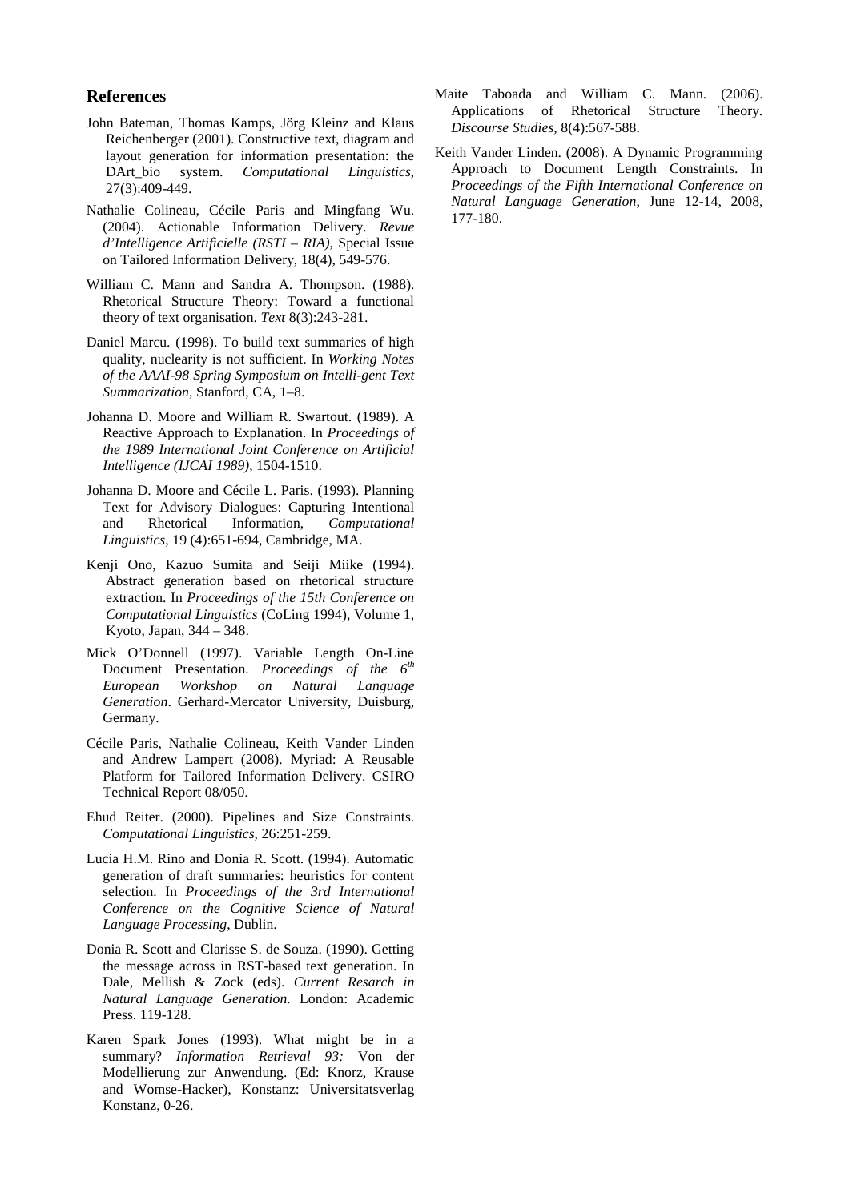## References

John Bateman, Thomas Kamps, Jörg Kleinz and Klaus Reichenberger (2001). Constructive text, diagram and layout generation for information presentation: the DArt_bio system. *Computational Linguistics*, 27(3):409-449.

Nathalie Colineau, Cécile Paris and Mingfang Wu. (2004). Actionable Information Delivery. *Revue d'Intelligence Artificielle (RSTI – RIA)*, Special Issue on Tailored Information Delivery, 18(4), 549-576.

William C. Mann and Sandra A. Thompson. (1988). Rhetorical Structure Theory: Toward a functional theory of text organisation. *Text* 8(3):243-281.

Daniel Marcu. (1998). To build text summaries of high quality, nuclearity is not sufficient. In *Working Notes of the AAAI-98 Spring Symposium on Intelli-gent Text Summarization*, Stanford, CA, 1–8.

Johanna D. Moore and William R. Swartout. (1989). A Reactive Approach to Explanation. In *Proceedings of the 1989 International Joint Conference on Artificial Intelligence (IJCAI 1989)*, 1504-1510.

Johanna D. Moore and Cécile L. Paris. (1993). Planning Text for Advisory Dialogues: Capturing Intentional and Rhetorical Information, *Computational Linguistics*, 19 (4):651-694, Cambridge, MA.

Kenji Ono, Kazuo Sumita and Seiji Miike (1994). Abstract generation based on rhetorical structure extraction. In *Proceedings of the 15th Conference on Computational Linguistics* (CoLing 1994), Volume 1, Kyoto, Japan, 344 – 348.

Mick O'Donnell (1997). Variable Length On-Line Document Presentation. *Proceedings of the 6th European Workshop on Natural Language Generation*. Gerhard-Mercator University, Duisburg, Germany.

Cécile Paris, Nathalie Colineau, Keith Vander Linden and Andrew Lampert (2008). Myriad: A Reusable Platform for Tailored Information Delivery. CSIRO Technical Report 08/050.

Ehud Reiter. (2000). Pipelines and Size Constraints. *Computational Linguistics*, 26:251-259.

Lucia H.M. Rino and Donia R. Scott. (1994). Automatic generation of draft summaries: heuristics for content selection. In *Proceedings of the 3rd International Conference on the Cognitive Science of Natural Language Processing*, Dublin.

Donia R. Scott and Clarisse S. de Souza. (1990). Getting the message across in RST-based text generation. In Dale, Mellish & Zock (eds). *Current Resarch in Natural Language Generation.* London: Academic Press. 119-128.

Karen Spark Jones (1993). What might be in a summary? *Information Retrieval 93:* Von der Modellierung zur Anwendung. (Ed: Knorz, Krause and Womse-Hacker), Konstanz: Universitatsverlag Konstanz, 0-26.

Maite Taboada and William C. Mann. (2006). Applications of Rhetorical Structure Theory. *Discourse Studies*, 8(4):567-588.

Keith Vander Linden. (2008). A Dynamic Programming Approach to Document Length Constraints. In *Proceedings of the Fifth International Conference on Natural Language Generation*, June 12-14, 2008, 177-180.